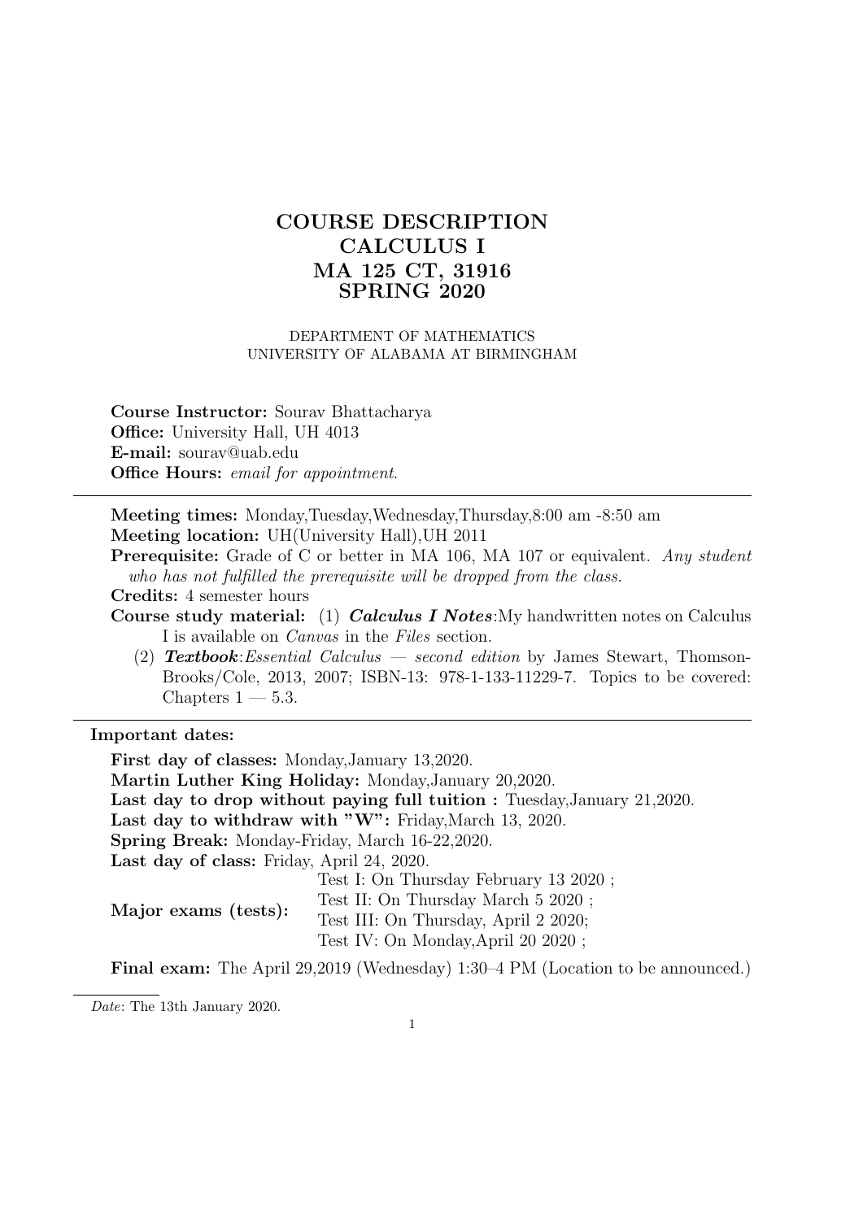# COURSE DESCRIPTION
# CALCULUS I
# MA 125 CT, 31916
# SPRING 2020

DEPARTMENT OF MATHEMATICS
UNIVERSITY OF ALABAMA AT BIRMINGHAM

**Course Instructor:** Sourav Bhattacharya
**Office:** University Hall, UH 4013
**E-mail:** sourav@uab.edu
**Office Hours:** *email for appointment.*

---

**Meeting times:** Monday,Tuesday,Wednesday,Thursday,8:00 am -8:50 am
**Meeting location:** UH(University Hall),UH 2011
**Prerequisite:** Grade of C or better in MA 106, MA 107 or equivalent. *Any student who has not fulfilled the prerequisite will be dropped from the class.*
**Credits:** 4 semester hours
**Course study material:** (1) ***Calculus I Notes***:My handwritten notes on Calculus I is available on *Canvas* in the *Files* section.
(2) ***Textbook***:*Essential Calculus — second edition* by James Stewart, Thomson-Brooks/Cole, 2013, 2007; ISBN-13: 978-1-133-11229-7. Topics to be covered: Chapters 1 — 5.3.

---

**Important dates:**

**First day of classes:** Monday,January 13,2020.
**Martin Luther King Holiday:** Monday,January 20,2020.
**Last day to drop without paying full tuition :** Tuesday,January 21,2020.
**Last day to withdraw with "W":** Friday,March 13, 2020.
**Spring Break:** Monday-Friday, March 16-22,2020.
**Last day of class:** Friday, April 24, 2020.

| **Major exams (tests):** | Test I: On Thursday February 13 2020 ; |
| --- | --- |
| | Test II: On Thursday March 5 2020 ; |
| | Test III: On Thursday, April 2 2020; |
| | Test IV: On Monday,April 20 2020 ; |

**Final exam:** The April 29,2019 (Wednesday) 1:30–4 PM (Location to be announced.)

*Date*: The 13th January 2020.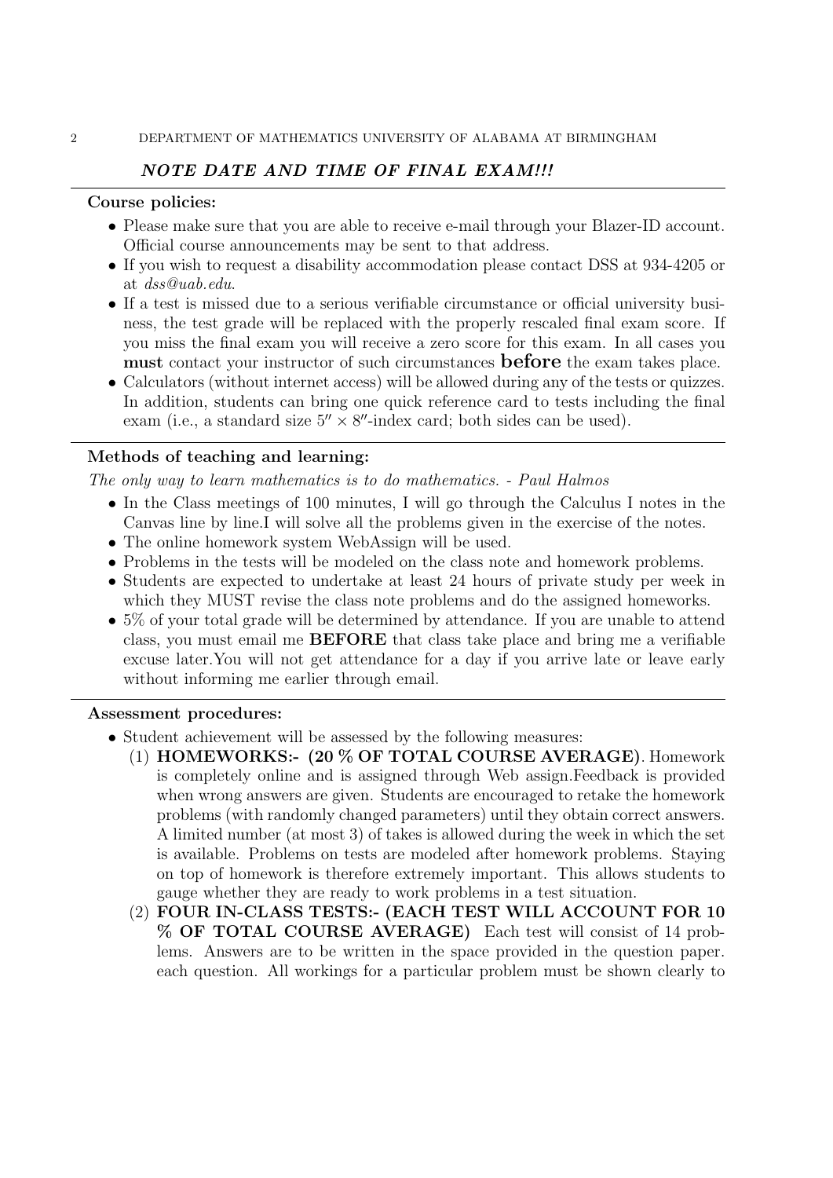***NOTE DATE AND TIME OF FINAL EXAM!!!***

**Course policies:**

- Please make sure that you are able to receive e-mail through your Blazer-ID account. Official course announcements may be sent to that address.
- If you wish to request a disability accommodation please contact DSS at 934-4205 or at *dss@uab.edu*.
- If a test is missed due to a serious verifiable circumstance or official university business, the test grade will be replaced with the properly rescaled final exam score. If you miss the final exam you will receive a zero score for this exam. In all cases you **must** contact your instructor of such circumstances **before** the exam takes place.
- Calculators (without internet access) will be allowed during any of the tests or quizzes. In addition, students can bring one quick reference card to tests including the final exam (i.e., a standard size $5'' \times 8''$-index card; both sides can be used).

**Methods of teaching and learning:**

*The only way to learn mathematics is to do mathematics. - Paul Halmos*

- In the Class meetings of 100 minutes, I will go through the Calculus I notes in the Canvas line by line.I will solve all the problems given in the exercise of the notes.
- The online homework system WebAssign will be used.
- Problems in the tests will be modeled on the class note and homework problems.
- Students are expected to undertake at least 24 hours of private study per week in which they MUST revise the class note problems and do the assigned homeworks.
- 5% of your total grade will be determined by attendance. If you are unable to attend class, you must email me **BEFORE** that class take place and bring me a verifiable excuse later.You will not get attendance for a day if you arrive late or leave early without informing me earlier through email.

**Assessment procedures:**

- Student achievement will be assessed by the following measures:
  1. **HOMEWORKS:- (20 % OF TOTAL COURSE AVERAGE)**. Homework is completely online and is assigned through Web assign.Feedback is provided when wrong answers are given. Students are encouraged to retake the homework problems (with randomly changed parameters) until they obtain correct answers. A limited number (at most 3) of takes is allowed during the week in which the set is available. Problems on tests are modeled after homework problems. Staying on top of homework is therefore extremely important. This allows students to gauge whether they are ready to work problems in a test situation.
  2. **FOUR IN-CLASS TESTS:- (EACH TEST WILL ACCOUNT FOR 10 % OF TOTAL COURSE AVERAGE)** Each test will consist of 14 problems. Answers are to be written in the space provided in the question paper. each question. All workings for a particular problem must be shown clearly to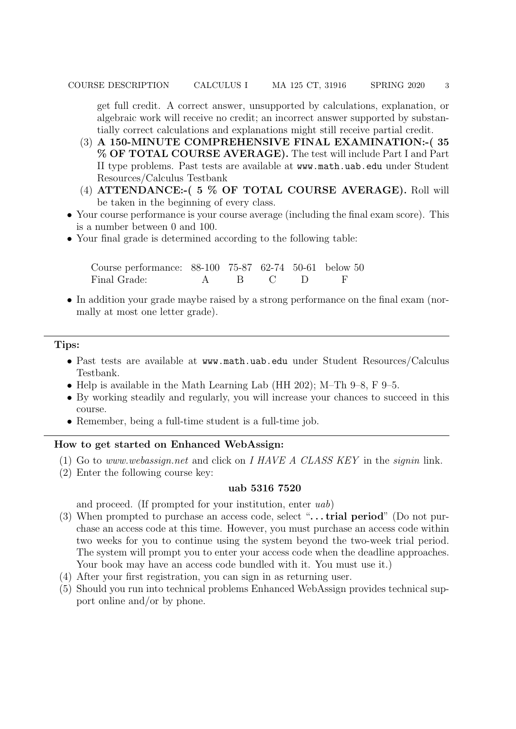get full credit. A correct answer, unsupported by calculations, explanation, or algebraic work will receive no credit; an incorrect answer supported by substantially correct calculations and explanations might still receive partial credit.

3. **A 150-MINUTE COMPREHENSIVE FINAL EXAMINATION:-( 35 % OF TOTAL COURSE AVERAGE).** The test will include Part I and Part II type problems. Past tests are available at `www.math.uab.edu` under Student Resources/Calculus Testbank
4. **ATTENDANCE:-( 5 % OF TOTAL COURSE AVERAGE).** Roll will be taken in the beginning of every class.

- Your course performance is your course average (including the final exam score). This is a number between 0 and 100.
- Your final grade is determined according to the following table:

| Course performance: | 88-100 | 75-87 | 62-74 | 50-61 | below 50 |
|---|---|---|---|---|---|
| Final Grade: | A | B | C | D | F |

- In addition your grade maybe raised by a strong performance on the final exam (normally at most one letter grade).

---

**Tips:**

- Past tests are available at `www.math.uab.edu` under Student Resources/Calculus Testbank.
- Help is available in the Math Learning Lab (HH 202); M–Th 9–8, F 9–5.
- By working steadily and regularly, you will increase your chances to succeed in this course.
- Remember, being a full-time student is a full-time job.

---

**How to get started on Enhanced WebAssign:**

1. Go to *www.webassign.net* and click on *I HAVE A CLASS KEY* in the *signin* link.
2. Enter the following course key:

   **uab 5316 7520**

   and proceed. (If prompted for your institution, enter *uab*)
3. When prompted to purchase an access code, select "**. . . trial period**" (Do not purchase an access code at this time. However, you must purchase an access code within two weeks for you to continue using the system beyond the two-week trial period. The system will prompt you to enter your access code when the deadline approaches. Your book may have an access code bundled with it. You must use it.)
4. After your first registration, you can sign in as returning user.
5. Should you run into technical problems Enhanced WebAssign provides technical support online and/or by phone.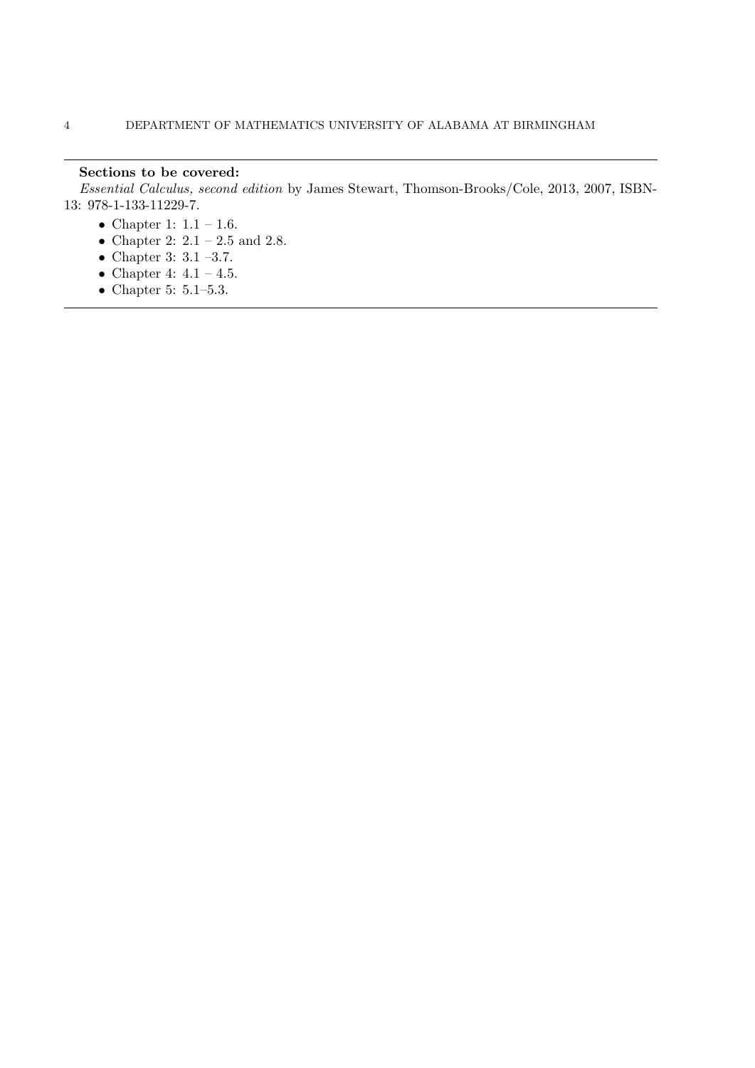**Sections to be covered:**

*Essential Calculus, second edition* by James Stewart, Thomson-Brooks/Cole, 2013, 2007, ISBN-13: 978-1-133-11229-7.

- Chapter 1: 1.1 – 1.6.
- Chapter 2: 2.1 – 2.5 and 2.8.
- Chapter 3: 3.1 –3.7.
- Chapter 4: 4.1 – 4.5.
- Chapter 5: 5.1–5.3.